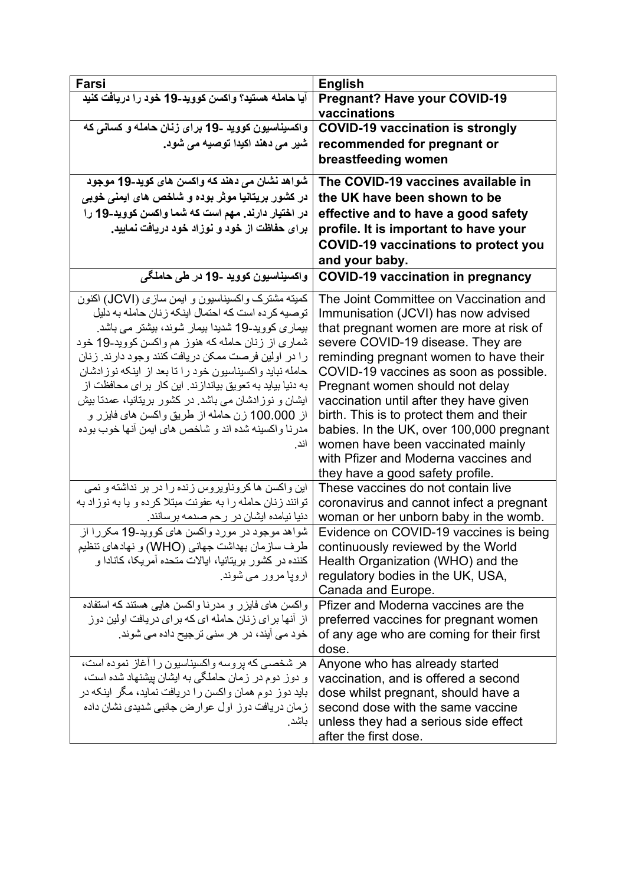| Farsi | English |
|---|---|
| **آیا حامله هستید؟ واکسن کووید-19 خود را دریافت کنید** | **Pregnant? Have your COVID-19 vaccinations** |
| **واکسیناسیون کووید -19 برای زنان حامله و کسانی که شیر می دهند اکیدا توصیه می شود.** | **COVID-19 vaccination is strongly recommended for pregnant or breastfeeding women** |
| **شواهد نشان می دهند که واکسن های کوید-19 موجود در کشور بریتانیا موثر بوده و شاخص های ایمنی خوبی در اختیار دارند. مهم است که شما واکسن کووید-19 را برای حفاظت از خود و نوزاد خود دریافت نمایید.** | **The COVID-19 vaccines available in the UK have been shown to be effective and to have a good safety profile. It is important to have your COVID-19 vaccinations to protect you and your baby.** |
| **واکسیناسیون کووید -19 در طی حاملگی** | **COVID-19 vaccination in pregnancy** |
| کمیته مشترک واکسیناسیون و ایمن سازی (JCVI) اکنون توصیه کرده است که احتمال اینکه زنان حامله به دلیل بیماری کووید-19 شدیدا بیمار شوند، بیشتر می باشد. شماری از زنان حامله که هنوز هم واکسن کووید-19 خود را در اولین فرصت ممکن دریافت کنند وجود دارند. زنان حامله نباید واکسیناسیون خود را تا بعد از اینکه نوزادشان به دنیا بیاید به تعویق بیاندازند. این کار برای محافظت از ایشان و نوزادشان می باشد. در کشور بریتانیا، عمدتا بیش از 100.000 زن حامله از طریق واکسن های فایزر و مدرنا واکسینه شده اند و شاخص های ایمن آنها خوب بوده اند. | The Joint Committee on Vaccination and Immunisation (JCVI) has now advised that pregnant women are more at risk of severe COVID-19 disease. They are reminding pregnant women to have their COVID-19 vaccines as soon as possible. Pregnant women should not delay vaccination until after they have given birth. This is to protect them and their babies. In the UK, over 100,000 pregnant women have been vaccinated mainly with Pfizer and Moderna vaccines and they have a good safety profile. |
| این واکسن ها کروناویروس زنده را در بر نداشته و نمی توانند زنان حامله را به عفونت مبتلا کرده و یا به نوزاد به دنیا نیامده ایشان در رحم صدمه برسانند. | These vaccines do not contain live coronavirus and cannot infect a pregnant woman or her unborn baby in the womb. |
| شواهد موجود در مورد واکسن های کووید-19 مکررا از طرف سازمان بهداشت جهانی (WHO) و نهادهای تنظیم کننده در کشور بریتانیا، ایالات متحده آمریکا، کانادا و اروپا مرور می شوند. | Evidence on COVID-19 vaccines is being continuously reviewed by the World Health Organization (WHO) and the regulatory bodies in the UK, USA, Canada and Europe. |
| واکسن های فایزر و مدرنا واکسن هایی هستند که استفاده از آنها برای زنان حامله ای که برای دریافت اولین دوز خود می آیند، در هر سنی ترجیح داده می شوند. | Pfizer and Moderna vaccines are the preferred vaccines for pregnant women of any age who are coming for their first dose. |
| هر شخصی که پروسه واکسیناسیون را آغاز نموده است، و دوز دوم در زمان حاملگی به ایشان پیشنهاد شده است، باید دوز دوم همان واکسن را دریافت نماید، مگر اینکه در زمان دریافت دوز اول عوارض جانبی شدیدی نشان داده باشد. | Anyone who has already started vaccination, and is offered a second dose whilst pregnant, should have a second dose with the same vaccine unless they had a serious side effect after the first dose. |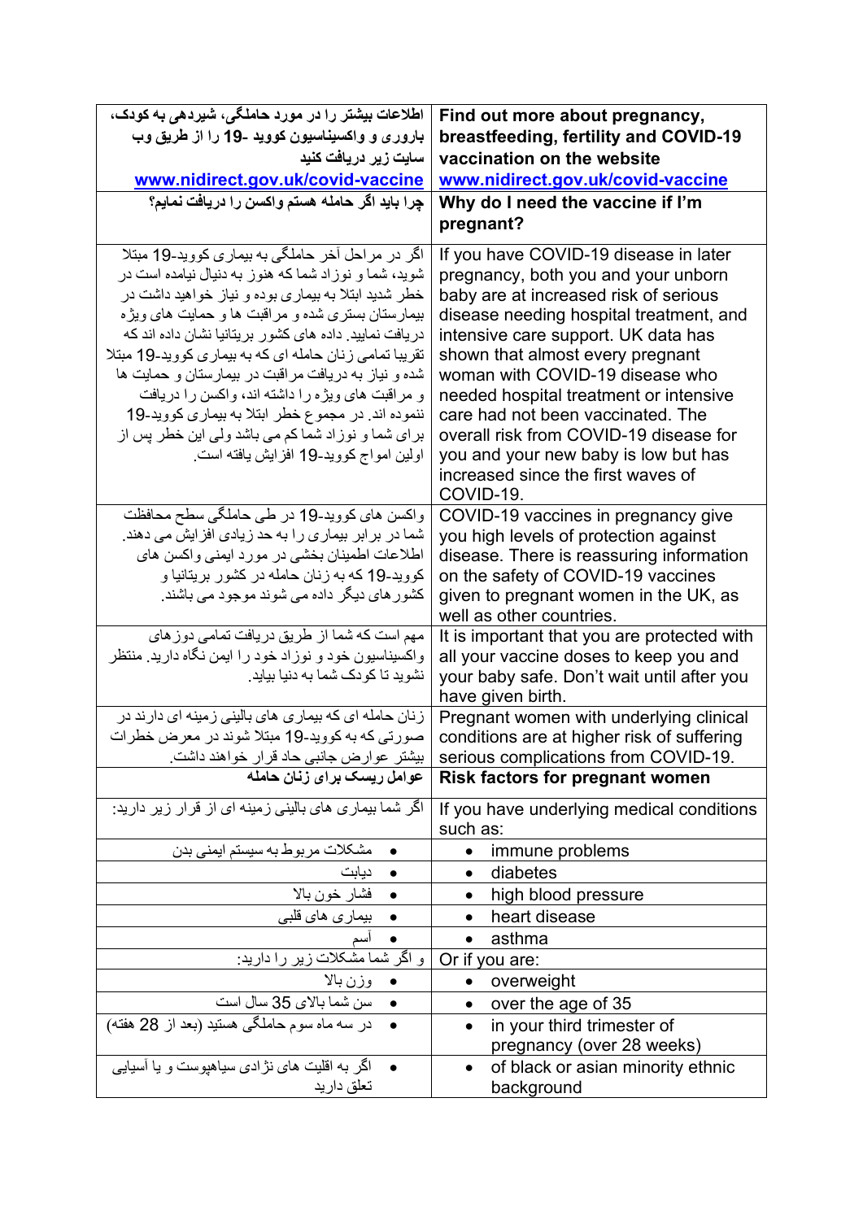| اطلاعات بیشتر را در مورد حاملگی، شیردهی به کودک، باروری و واکسیناسیون کووید -19 را از طریق وب سایت زیر دریافت کنید [www.nidirect.gov.uk/covid-vaccine](http://www.nidirect.gov.uk/covid-vaccine) | **Find out more about pregnancy, breastfeeding, fertility and COVID-19 vaccination on the website** [www.nidirect.gov.uk/covid-vaccine](http://www.nidirect.gov.uk/covid-vaccine) |
|---|---|
| **چرا باید اگر حامله هستم واکسن را دریافت نمایم؟** | **Why do I need the vaccine if I'm pregnant?** |
| اگر در مراحل آخر حاملگی به بیماری کووید-19 مبتلا شوید، شما و نوزاد شما که هنوز به دنیال نیامده است در خطر شدید ابتلا به بیماری بوده و نیاز خواهید داشت در بیمارستان بستری شده و مراقبت ها و حمایت های ویژه دریافت نمایید. داده های کشور بریتانیا نشان داده اند که تقریبا تمامی زنان حامله ای که به بیماری کووید-19 مبتلا شده و نیاز به دریافت مراقبت در بیمارستان و حمایت ها و مراقبت های ویژه را داشته اند، واکسن را دریافت ننموده اند. در مجموع خطر ابتلا به بیماری کووید-19 برای شما و نوزاد شما کم می باشد ولی این خطر پس از اولین امواج کووید-19 افزایش یافته است. | If you have COVID-19 disease in later pregnancy, both you and your unborn baby are at increased risk of serious disease needing hospital treatment, and intensive care support. UK data has shown that almost every pregnant woman with COVID-19 disease who needed hospital treatment or intensive care had not been vaccinated. The overall risk from COVID-19 disease for you and your new baby is low but has increased since the first waves of COVID-19. |
| واکسن های کووید-19 در طی حاملگی سطح محافظت شما در برابر بیماری را به حد زیادی افزایش می دهند. اطلاعات اطمینان بخشی در مورد ایمنی واکسن های کووید-19 که به زنان حامله در کشور بریتانیا و کشورهای دیگر داده می شوند موجود می باشند. | COVID-19 vaccines in pregnancy give you high levels of protection against disease. There is reassuring information on the safety of COVID-19 vaccines given to pregnant women in the UK, as well as other countries. |
| مهم است که شما از طریق دریافت تمامی دوزهای واکسیناسیون خود و نوزاد خود را ایمن نگاه دارید. منتظر نشوید تا کودک شما به دنیا بیاید. | It is important that you are protected with all your vaccine doses to keep you and your baby safe. Don't wait until after you have given birth. |
| زنان حامله ای که بیماری های بالینی زمینه ای دارند در صورتی که به کووید-19 مبتلا شوند در معرض خطرات بیشتر عوارض جانبی حاد قرار خواهند داشت. | Pregnant women with underlying clinical conditions are at higher risk of suffering serious complications from COVID-19. |
| **عوامل ریسک برای زنان حامله** | **Risk factors for pregnant women** |
| اگر شما بیماری های بالینی زمینه ای از قرار زیر دارید: | If you have underlying medical conditions such as: |
| • مشکلات مربوط به سیستم ایمنی بدن | • immune problems |
| • دیابت | • diabetes |
| • فشار خون بالا | • high blood pressure |
| • بیماری های قلبی | • heart disease |
| • آسم | • asthma |
| و اگر شما مشکلات زیر را دارید: | Or if you are: |
| • وزن بالا | • overweight |
| • سن شما بالای 35 سال است | • over the age of 35 |
| • در سه ماه سوم حاملگی هستید (بعد از 28 هفته) | • in your third trimester of pregnancy (over 28 weeks) |
| • اگر به اقلیت های نژادی سیاهپوست و یا آسیایی تعلق دارید | • of black or asian minority ethnic background |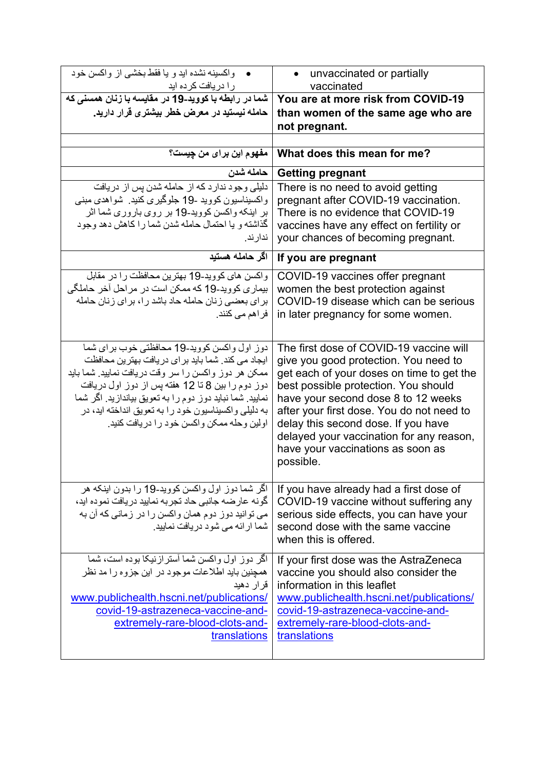| واکسینه نشده اید و یا فقط بخشی از واکسن خود را دریافت کرده اید • | • unvaccinated or partially vaccinated |
|---|---|
| **شما در رابطه با کووید-19 در مقایسه با زنان همسنی که حامله نیستید در معرض خطر بیشتری قرار دارید.** | **You are at more risk from COVID-19 than women of the same age who are not pregnant.** |
| | |
| **مفهوم این برای من چیست؟** | **What does this mean for me?** |
| **حامله شدن** | **Getting pregnant** |
| دلیلی وجود ندارد که از حامله شدن پس از دریافت واکسیناسیون کووید -19 جلوگیری کنید. شواهدی مبنی بر اینکه واکسن کووید-19 بر روی باروری شما اثر گذاشته و یا احتمال حامله شدن شما را کاهش دهد وجود ندارند. | There is no need to avoid getting pregnant after COVID-19 vaccination. There is no evidence that COVID-19 vaccines have any effect on fertility or your chances of becoming pregnant. |
| **اگر حامله هستید** | **If you are pregnant** |
| واکسن های کووید-19 بهترین محافظت را در مقابل بیماری کووید-19 که ممکن است در مراحل آخر حاملگی برای بعضی زنان حامله حاد باشد را، برای زنان حامله فراهم می کنند. | COVID-19 vaccines offer pregnant women the best protection against COVID-19 disease which can be serious in later pregnancy for some women. |
| دوز اول واکسن کووید-19 محافظتی خوب برای شما ایجاد می کند. شما باید برای دریافت بهترین محافظت ممکن هر دوز واکسن را سر وقت دریافت نمایید. شما باید دوز دوم را بین 8 تا 12 هفته پس از دوز اول دریافت نمایید. شما نباید دوز دوم را به تعویق بیاندازید. اگر شما به دلیلی واکسیناسیون خود را به تعویق انداخته اید، در اولین وحله ممکن واکسن خود را دریافت کنید. | The first dose of COVID-19 vaccine will give you good protection. You need to get each of your doses on time to get the best possible protection. You should have your second dose 8 to 12 weeks after your first dose. You do not need to delay this second dose. If you have delayed your vaccination for any reason, have your vaccinations as soon as possible. |
| اگر شما دوز اول واکسن کووید-19 را بدون اینکه هر گونه عارضه جانبی حاد تجربه نمایید دریافت نموده اید، می توانید دوز دوم همان واکسن را در زمانی که آن به شما ارائه می شود دریافت نمایید. | If you have already had a first dose of COVID-19 vaccine without suffering any serious side effects, you can have your second dose with the same vaccine when this is offered. |
| اگر دوز اول واکسن شما آسترازنیکا بوده است، شما همچنین باید اطلاعات موجود در این جزوه را مد نظر قرار دهید www.publichealth.hscni.net/publications/covid-19-astrazeneca-vaccine-and-extremely-rare-blood-clots-and-translations | If your first dose was the AstraZeneca vaccine you should also consider the information in this leaflet www.publichealth.hscni.net/publications/covid-19-astrazeneca-vaccine-and-extremely-rare-blood-clots-and-translations |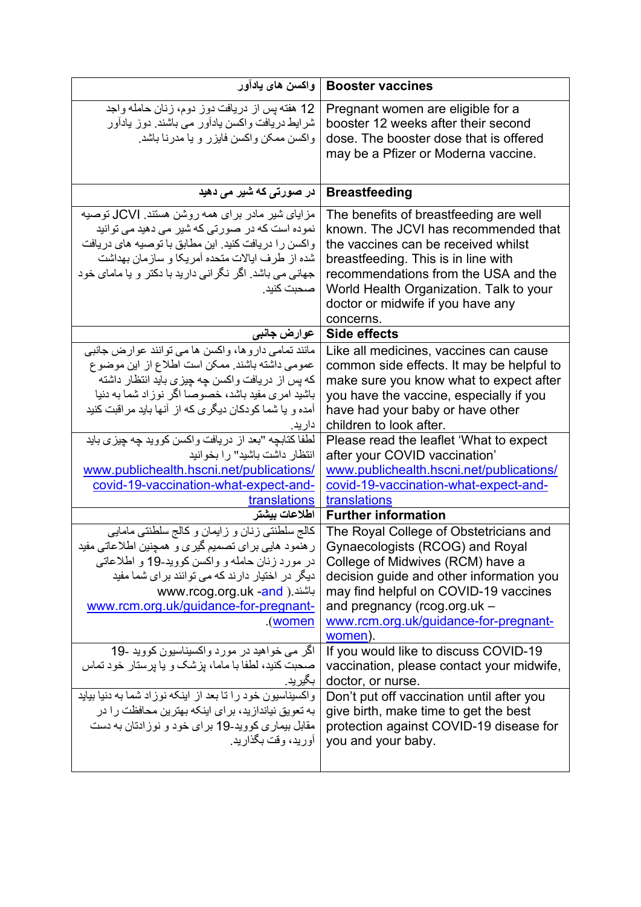| واکسن های یادآور | Booster vaccines |
|---|---|
| 12 هفته پس از دریافت دوز دوم، زنان حامله واجد شرایط دریافت واکسن یادآور می باشند. دوز یادآور واکسن ممکن واکسن فایزر و یا مدرنا باشد. | Pregnant women are eligible for a booster 12 weeks after their second dose. The booster dose that is offered may be a Pfizer or Moderna vaccine. |
| **در صورتی که شیر می دهید** | **Breastfeeding** |
| مزایای شیر مادر برای همه روشن هستند. JCVI توصیه نموده است که در صورتی که شیر می دهید می توانید واکسن را دریافت کنید. این مطابق با توصیه های دریافت شده از طرف ایالات متحده آمریکا و سازمان بهداشت جهانی می باشد. اگر نگرانی دارید با دکتر و یا مامای خود صحبت کنید. | The benefits of breastfeeding are well known. The JCVI has recommended that the vaccines can be received whilst breastfeeding. This is in line with recommendations from the USA and the World Health Organization. Talk to your doctor or midwife if you have any concerns. |
| **عوارض جانبی** | **Side effects** |
| مانند تمامی داروها، واکسن ها می توانند عوارض جانبی عمومی داشته باشند. ممکن است اطلاع از این موضوع که پس از دریافت واکسن چه چیزی باید انتظار داشته باشید امری مفید باشد، خصوصاً اگر نوزاد شما به دنیا آمده و یا شما کودکان دیگری که از آنها باید مراقبت کنید دارید. | Like all medicines, vaccines can cause common side effects. It may be helpful to make sure you know what to expect after you have the vaccine, especially if you have had your baby or have other children to look after. |
| لطفا کتابچه "بعد از دریافت واکسن کووید چه چیزی باید انتظار داشته باشید" را بخوانید www.publichealth.hscni.net/publications/covid-19-vaccination-what-expect-and-translations | Please read the leaflet 'What to expect after your COVID vaccination' www.publichealth.hscni.net/publications/covid-19-vaccination-what-expect-and-translations |
| **اطلاعات بیشتر** | **Further information** |
| کالج سلطنتی زنان و زایمان و کالج سلطنتی مامایی رهنمود هایی برای تصمیم گیری و همچنین اطلاعاتی مفید در مورد زنان حامله و واکسن کووید-19 و اطلاعاتی دیگر در اختیار دارند که می توانند برای شما مفید باشند. (www.rcog.org.uk -and www.rcm.org.uk/guidance-for-pregnant-women). | The Royal College of Obstetricians and Gynaecologists (RCOG) and Royal College of Midwives (RCM) have a decision guide and other information you may find helpful on COVID-19 vaccines and pregnancy (rcog.org.uk – www.rcm.org.uk/guidance-for-pregnant-women). |
| اگر می خواهید در مورد واکسیناسیون کووید -19 صحبت کنید، لطفا با ماما، پزشک و یا پرستار خود تماس بگیرید. | If you would like to discuss COVID-19 vaccination, please contact your midwife, doctor, or nurse. |
| واکسیناسیون خود را تا بعد از اینکه نوزاد شما به دنیا بیاید به تعویق نیاندازید، برای اینکه بهترین محافظت را در مقابل بیماری کووید-19 برای خود و نوزادتان به دست آورید، وقت بگذارید. | Don't put off vaccination until after you give birth, make time to get the best protection against COVID-19 disease for you and your baby. |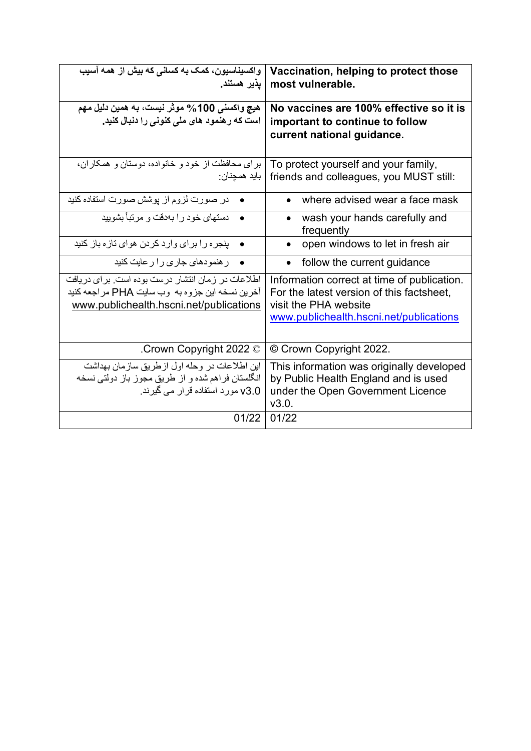| | |
|---|---|
| **واکسیناسیون، کمک به کسانی که بیش از همه آسیب پذیر هستند.** | **Vaccination, helping to protect those most vulnerable.** |
| **هیچ واکسنی 100% موثر نیست، به همین دلیل مهم است که رهنمود های ملی کنونی را دنبال کنید.** | **No vaccines are 100% effective so it is important to continue to follow current national guidance.** |
| برای محافظت از خود و خانواده، دوستان و همکاران، باید همچنان: | To protect yourself and your family, friends and colleagues, you MUST still: |
| • در صورت لزوم از پوشش صورت استفاده کنید | • where advised wear a face mask |
| • دستهای خود را بهدقت و مرتباً بشویید | • wash your hands carefully and frequently |
| • پنجره را برای وارد کردن هوای تازه باز کنید | • open windows to let in fresh air |
| • رهنمودهای جاری را رعایت کنید | • follow the current guidance |
| اطلاعات در زمان انتشار درست بوده است. برای دریافت آخرین نسخه این جزوه به وب سایت PHA مراجعه کنید www.publichealth.hscni.net/publications | Information correct at time of publication. For the latest version of this factsheet, visit the PHA website www.publichealth.hscni.net/publications |
| © Crown Copyright 2022. | © Crown Copyright 2022. |
| این اطلاعات در وحله اول ازطریق سازمان بهداشت انگلستان فراهم شده و از طریق مجوز باز دولتی نسخه v3.0 مورد استفاده قرار می گیرند. | This information was originally developed by Public Health England and is used under the Open Government Licence v3.0. |
| 01/22 | 01/22 |